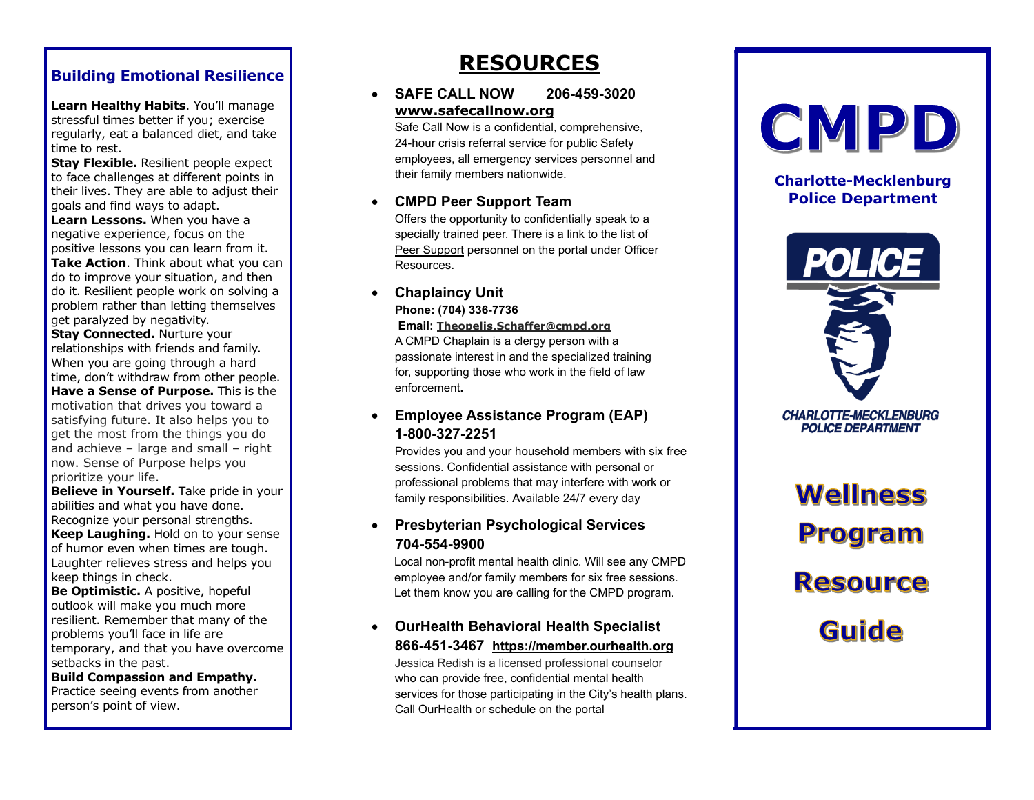## Building Emotional Resilience

**Learn Healthy Habits**. You'll manage stressful times better if you; exercise regularly, eat a balanced diet, and take time to rest.
**Stay Flexible.** Resilient people expect to face challenges at different points in their lives. They are able to adjust their goals and find ways to adapt.
**Learn Lessons.** When you have a negative experience, focus on the positive lessons you can learn from it.
**Take Action**. Think about what you can do to improve your situation, and then do it. Resilient people work on solving a problem rather than letting themselves get paralyzed by negativity.
**Stay Connected.** Nurture your relationships with friends and family. When you are going through a hard time, don't withdraw from other people.
**Have a Sense of Purpose.** This is the motivation that drives you toward a satisfying future. It also helps you to get the most from the things you do and achieve – large and small – right now. Sense of Purpose helps you prioritize your life.
**Believe in Yourself.** Take pride in your abilities and what you have done. Recognize your personal strengths.
**Keep Laughing.** Hold on to your sense of humor even when times are tough. Laughter relieves stress and helps you keep things in check.
**Be Optimistic.** A positive, hopeful outlook will make you much more resilient. Remember that many of the problems you'll face in life are temporary, and that you have overcome setbacks in the past.
**Build Compassion and Empathy.** Practice seeing events from another person's point of view.

# RESOURCES

- **SAFE CALL NOW 206-459-3020**
  **www.safecallnow.org**
  Safe Call Now is a confidential, comprehensive, 24-hour crisis referral service for public Safety employees, all emergency services personnel and their family members nationwide.

- **CMPD Peer Support Team**
  Offers the opportunity to confidentially speak to a specially trained peer. There is a link to the list of Peer Support personnel on the portal under Officer Resources.

- **Chaplaincy Unit**
  **Phone: (704) 336-7736**
  **Email: Theopelis.Schaffer@cmpd.org**
  A CMPD Chaplain is a clergy person with a passionate interest in and the specialized training for, supporting those who work in the field of law enforcement.

- **Employee Assistance Program (EAP) 1-800-327-2251**
  Provides you and your household members with six free sessions. Confidential assistance with personal or professional problems that may interfere with work or family responsibilities. Available 24/7 every day

- **Presbyterian Psychological Services 704-554-9900**
  Local non-profit mental health clinic. Will see any CMPD employee and/or family members for six free sessions. Let them know you are calling for the CMPD program.

- **OurHealth Behavioral Health Specialist 866-451-3467 https://member.ourhealth.org**
  Jessica Redish is a licensed professional counselor who can provide free, confidential mental health services for those participating in the City's health plans. Call OurHealth or schedule on the portal

# CMPD

**Charlotte-Mecklenburg Police Department**

POLICE
CHARLOTTE-MECKLENBURG POLICE DEPARTMENT

# Wellness Program Resource Guide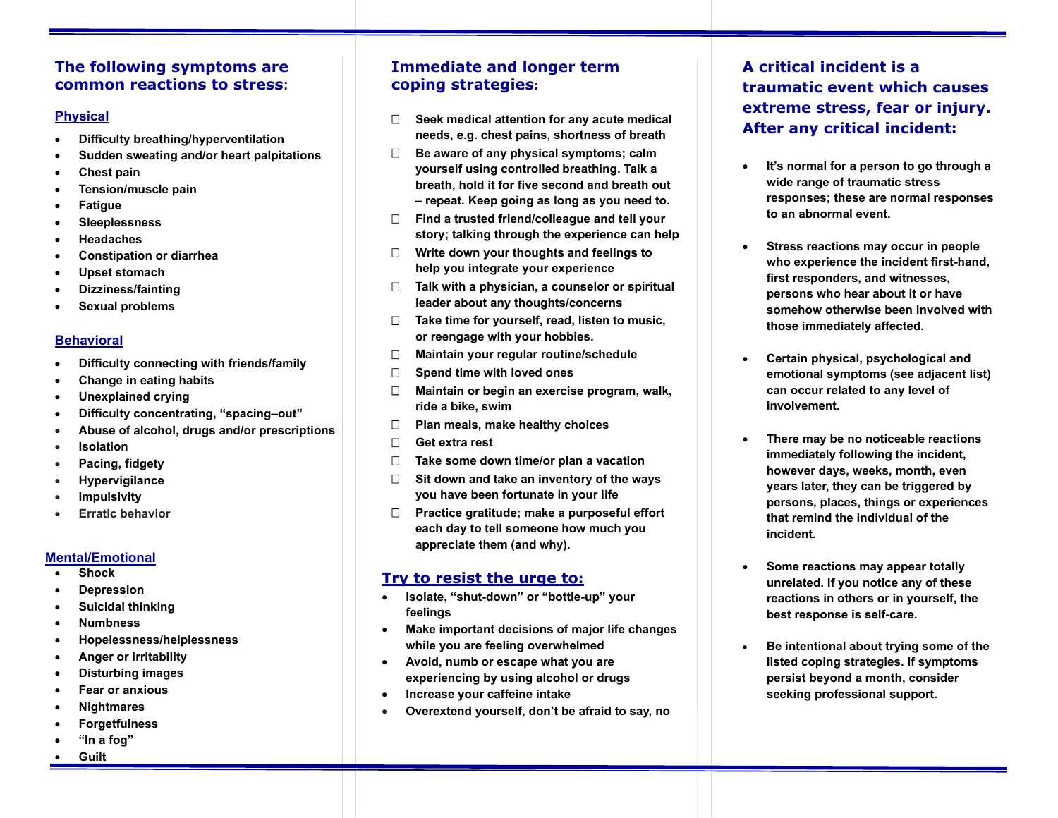## The following symptoms are common reactions to stress:

### Physical

- Difficulty breathing/hyperventilation
- Sudden sweating and/or heart palpitations
- Chest pain
- Tension/muscle pain
- Fatigue
- Sleeplessness
- Headaches
- Constipation or diarrhea
- Upset stomach
- Dizziness/fainting
- Sexual problems

### Behavioral

- Difficulty connecting with friends/family
- Change in eating habits
- Unexplained crying
- Difficulty concentrating, "spacing–out"
- Abuse of alcohol, drugs and/or prescriptions
- Isolation
- Pacing, fidgety
- Hypervigilance
- Impulsivity
- Erratic behavior

### Mental/Emotional

- Shock
- Depression
- Suicidal thinking
- Numbness
- Hopelessness/helplessness
- Anger or irritability
- Disturbing images
- Fear or anxious
- Nightmares
- Forgetfulness
- "In a fog"
- Guilt

## Immediate and longer term coping strategies:

- Seek medical attention for any acute medical needs, e.g. chest pains, shortness of breath
- Be aware of any physical symptoms; calm yourself using controlled breathing. Talk a breath, hold it for five second and breath out – repeat. Keep going as long as you need to.
- Find a trusted friend/colleague and tell your story; talking through the experience can help
- Write down your thoughts and feelings to help you integrate your experience
- Talk with a physician, a counselor or spiritual leader about any thoughts/concerns
- Take time for yourself, read, listen to music, or reengage with your hobbies.
- Maintain your regular routine/schedule
- Spend time with loved ones
- Maintain or begin an exercise program, walk, ride a bike, swim
- Plan meals, make healthy choices
- Get extra rest
- Take some down time/or plan a vacation
- Sit down and take an inventory of the ways you have been fortunate in your life
- Practice gratitude; make a purposeful effort each day to tell someone how much you appreciate them (and why).

### Try to resist the urge to:

- Isolate, "shut-down" or "bottle-up" your feelings
- Make important decisions of major life changes while you are feeling overwhelmed
- Avoid, numb or escape what you are experiencing by using alcohol or drugs
- Increase your caffeine intake
- Overextend yourself, don't be afraid to say, no

## A critical incident is a traumatic event which causes extreme stress, fear or injury. After any critical incident:

- It's normal for a person to go through a wide range of traumatic stress responses; these are normal responses to an abnormal event.
- Stress reactions may occur in people who experience the incident first-hand, first responders, and witnesses, persons who hear about it or have somehow otherwise been involved with those immediately affected.
- Certain physical, psychological and emotional symptoms (see adjacent list) can occur related to any level of involvement.
- There may be no noticeable reactions immediately following the incident, however days, weeks, month, even years later, they can be triggered by persons, places, things or experiences that remind the individual of the incident.
- Some reactions may appear totally unrelated. If you notice any of these reactions in others or in yourself, the best response is self-care.
- Be intentional about trying some of the listed coping strategies. If symptoms persist beyond a month, consider seeking professional support.